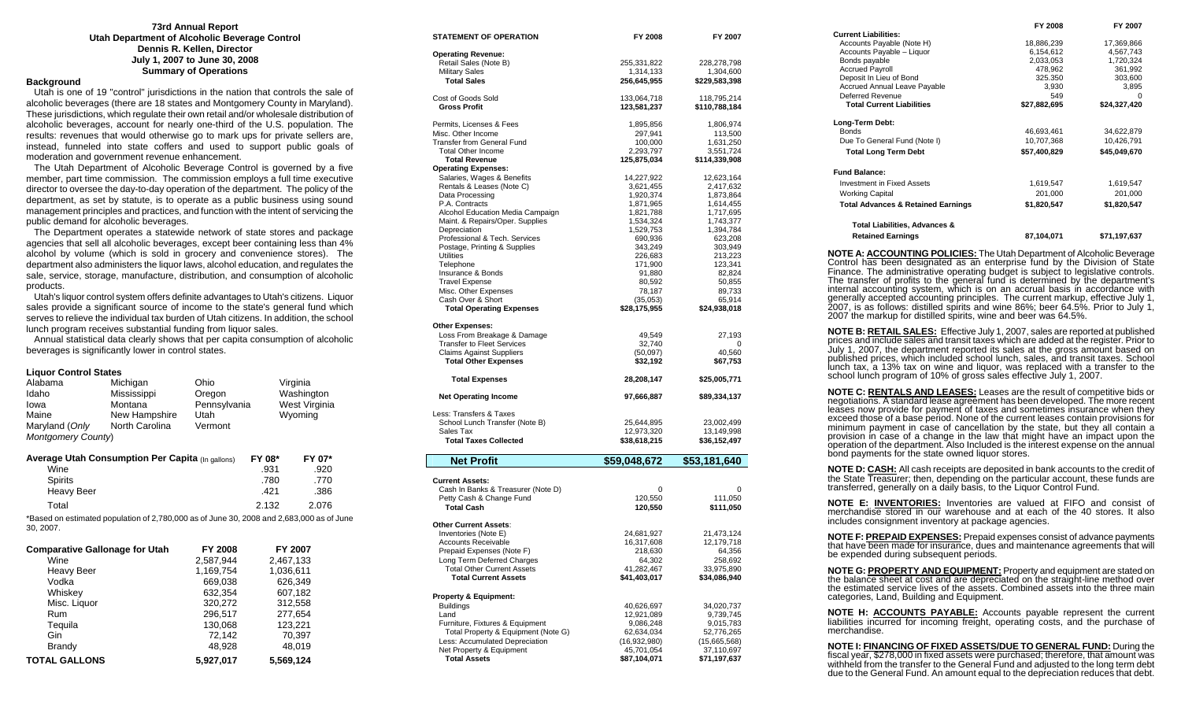# 73rd Annual Report
## Utah Department of Alcoholic Beverage Control
### Dennis R. Kellen, Director
### July 1, 2007 to June 30, 2008
### Summary of Operations

**Background**

Utah is one of 19 "control" jurisdictions in the nation that controls the sale of alcoholic beverages (there are 18 states and Montgomery County in Maryland). These jurisdictions, which regulate their own retail and/or wholesale distribution of alcoholic beverages, account for nearly one-third of the U.S. population. The results: revenues that would otherwise go to mark ups for private sellers are, instead, funneled into state coffers and used to support public goals of moderation and government revenue enhancement.

The Utah Department of Alcoholic Beverage Control is governed by a five member, part time commission. The commission employs a full time executive director to oversee the day-to-day operation of the department. The policy of the department, as set by statute, is to operate as a public business using sound management principles and practices, and function with the intent of servicing the public demand for alcoholic beverages.

The Department operates a statewide network of state stores and package agencies that sell all alcoholic beverages, except beer containing less than 4% alcohol by volume (which is sold in grocery and convenience stores). The department also administers the liquor laws, alcohol education, and regulates the sale, service, storage, manufacture, distribution, and consumption of alcoholic products.

Utah's liquor control system offers definite advantages to Utah's citizens. Liquor sales provide a significant source of income to the state's general fund which serves to relieve the individual tax burden of Utah citizens. In addition, the school lunch program receives substantial funding from liquor sales.

Annual statistical data clearly shows that per capita consumption of alcoholic beverages is significantly lower in control states.

**Liquor Control States**

| | | | |
|---|---|---|---|
| Alabama | Michigan | Ohio | Virginia |
| Idaho | Mississippi | Oregon | Washington |
| Iowa | Montana | Pennsylvania | West Virginia |
| Maine | New Hampshire | Utah | Wyoming |
| Maryland (*Only Montgomery County*) | North Carolina | Vermont | |

| Average Utah Consumption Per Capita (In gallons) | FY 08* | FY 07* |
|---|---|---|
| Wine | .931 | .920 |
| Spirits | .780 | .770 |
| Heavy Beer | .421 | .386 |
| Total | 2.132 | 2.076 |

*Based on estimated population of 2,780,000 as of June 30, 2008 and 2,683,000 as of June 30, 2007.

| Comparative Gallonage for Utah | FY 2008 | FY 2007 |
|---|---|---|
| Wine | 2,587,944 | 2,467,133 |
| Heavy Beer | 1,169,754 | 1,036,611 |
| Vodka | 669,038 | 626,349 |
| Whiskey | 632,354 | 607,182 |
| Misc. Liquor | 320,272 | 312,558 |
| Rum | 296,517 | 277,654 |
| Tequila | 130,068 | 123,221 |
| Gin | 72,142 | 70,397 |
| Brandy | 48,928 | 48,019 |
| **TOTAL GALLONS** | **5,927,017** | **5,569,124** |

| STATEMENT OF OPERATION | FY 2008 | FY 2007 |
|---|---|---|
| **Operating Revenue:** | | |
| Retail Sales (Note B) | 255,331,822 | 228,278,798 |
| Military Sales | 1,314,133 | 1,304,600 |
| **Total Sales** | **256,645,955** | **$229,583,398** |
| Cost of Goods Sold | 133,064,718 | 118,795,214 |
| **Gross Profit** | **123,581,237** | **$110,788,184** |
| Permits, Licenses & Fees | 1,895,856 | 1,806,974 |
| Misc. Other Income | 297,941 | 113,500 |
| Transfer from General Fund | 100,000 | 1,631,250 |
| Total Other Income | 2,293,797 | 3,551,724 |
| **Total Revenue** | **125,875,034** | **$114,339,908** |
| **Operating Expenses:** | | |
| Salaries, Wages & Benefits | 14,227,922 | 12,623,164 |
| Rentals & Leases (Note C) | 3,621,455 | 2,417,632 |
| Data Processing | 1,920,374 | 1,873,864 |
| P.A. Contracts | 1,871,965 | 1,614,455 |
| Alcohol Education Media Campaign | 1,821,788 | 1,717,695 |
| Maint. & Repairs/Oper. Supplies | 1,534,324 | 1,743,377 |
| Depreciation | 1,529,753 | 1,394,784 |
| Professional & Tech. Services | 690,936 | 623,208 |
| Postage, Printing & Supplies | 343,249 | 303,949 |
| Utilities | 226,683 | 213,223 |
| Telephone | 171,900 | 123,341 |
| Insurance & Bonds | 91,880 | 82,824 |
| Travel Expense | 80,592 | 50,855 |
| Misc. Other Expenses | 78,187 | 89,733 |
| Cash Over & Short | (35,053) | 65,914 |
| **Total Operating Expenses** | **$28,175,955** | **$24,938,018** |
| **Other Expenses:** | | |
| Loss From Breakage & Damage | 49,549 | 27,193 |
| Transfer to Fleet Services | 32,740 | 0 |
| Claims Against Suppliers | (50,097) | 40,560 |
| **Total Other Expenses** | **$32,192** | **$67,753** |
| **Total Expenses** | **28,208,147** | **$25,005,771** |
| **Net Operating Income** | **97,666,887** | **$89,334,137** |
| Less: Transfers & Taxes | | |
| School Lunch Transfer (Note B) | 25,644,895 | 23,002,499 |
| Sales Tax | 12,973,320 | 13,149,998 |
| **Total Taxes Collected** | **$38,618,215** | **$36,152,497** |
| **Net Profit** | **$59,048,672** | **$53,181,640** |
| **Current Assets:** | | |
| Cash In Banks & Treasurer (Note D) | 0 | 0 |
| Petty Cash & Change Fund | 120,550 | 111,050 |
| **Total Cash** | **120,550** | **$111,050** |
| **Other Current Assets:** | | |
| Inventories (Note E) | 24,681,927 | 21,473,124 |
| Accounts Receivable | 16,317,608 | 12,179,718 |
| Prepaid Expenses (Note F) | 218,630 | 64,356 |
| Long Term Deferred Charges | 64,302 | 258,692 |
| Total Other Current Assets | 41,282,467 | 33,975,890 |
| **Total Current Assets** | **$41,403,017** | **$34,086,940** |
| **Property & Equipment:** | | |
| Buildings | 40,626,697 | 34,020,737 |
| Land | 12,921,089 | 9,739,745 |
| Furniture, Fixtures & Equipment | 9,086,248 | 9,015,783 |
| Total Property & Equipment (Note G) | 62,634,034 | 52,776,265 |
| Less: Accumulated Depreciation | (16,932,980) | (15,665,568) |
| Net Property & Equipment | 45,701,054 | 37,110,697 |
| **Total Assets** | **$87,104,071** | **$71,197,637** |

| | FY 2008 | FY 2007 |
|---|---|---|
| **Current Liabilities:** | | |
| Accounts Payable (Note H) | 18,886,239 | 17,369,866 |
| Accounts Payable – Liquor | 6,154,612 | 4,567,743 |
| Bonds payable | 2,033,053 | 1,720,324 |
| Accrued Payroll | 478,962 | 361,992 |
| Deposit In Lieu of Bond | 325,350 | 303,600 |
| Accrued Annual Leave Payable | 3,930 | 3,895 |
| Deferred Revenue | 549 | 0 |
| **Total Current Liabilities** | **$27,882,695** | **$24,327,420** |
| **Long-Term Debt:** | | |
| Bonds | 46,693,461 | 34,622,879 |
| Due To General Fund (Note I) | 10,707,368 | 10,426,791 |
| **Total Long Term Debt** | **$57,400,829** | **$45,049,670** |
| **Fund Balance:** | | |
| Investment in Fixed Assets | 1,619,547 | 1,619,547 |
| Working Capital | 201,000 | 201,000 |
| **Total Advances & Retained Earnings** | **$1,820,547** | **$1,820,547** |
| **Total Liabilities, Advances & Retained Earnings** | **87,104,071** | **$71,197,637** |

**NOTE A: ACCOUNTING POLICIES:** The Utah Department of Alcoholic Beverage Control has been designated as an enterprise fund by the Division of State Finance. The administrative operating budget is subject to legislative controls. The transfer of profits to the general fund is determined by the department's internal accounting system, which is on an accrual basis in accordance with generally accepted accounting principles. The current markup, effective July 1, 2007, is as follows: distilled spirits and wine 86%; beer 64.5%. Prior to July 1, 2007 the markup for distilled spirits, wine and beer was 64.5%.

**NOTE B: RETAIL SALES:** Effective July 1, 2007, sales are reported at published prices and include sales and transit taxes which are added at the register. Prior to July 1, 2007, the department reported its sales at the gross amount based on published prices, which included school lunch, sales, and transit taxes. School lunch tax, a 13% tax on wine and liquor, was replaced with a transfer to the school lunch program of 10% of gross sales effective July 1, 2007.

**NOTE C: RENTALS AND LEASES:** Leases are the result of competitive bids or negotiations. A standard lease agreement has been developed. The more recent leases now provide for payment of taxes and sometimes insurance when they exceed those of a base period. None of the current leases contain provisions for minimum payment in case of cancellation by the state, but they all contain a provision in case of a change in the law that might have an impact upon the operation of the department. Also Included is the interest expense on the annual bond payments for the state owned liquor stores.

**NOTE D: CASH:** All cash receipts are deposited in bank accounts to the credit of the State Treasurer; then, depending on the particular account, these funds are transferred, generally on a daily basis, to the Liquor Control Fund.

**NOTE E: INVENTORIES:** Inventories are valued at FIFO and consist of merchandise stored in our warehouse and at each of the 40 stores. It also includes consignment inventory at package agencies.

**NOTE F: PREPAID EXPENSES:** Prepaid expenses consist of advance payments that have been made for insurance, dues and maintenance agreements that will be expended during subsequent periods.

**NOTE G: PROPERTY AND EQUIPMENT:** Property and equipment are stated on the balance sheet at cost and are depreciated on the straight-line method over the estimated service lives of the assets. Combined assets into the three main categories, Land, Building and Equipment.

**NOTE H: ACCOUNTS PAYABLE:** Accounts payable represent the current liabilities incurred for incoming freight, operating costs, and the purchase of merchandise.

**NOTE I: FINANCING OF FIXED ASSETS/DUE TO GENERAL FUND:** During the fiscal year, $278,000 in fixed assets were purchased; therefore, that amount was withheld from the transfer to the General Fund and adjusted to the long term debt due to the General Fund. An amount equal to the depreciation reduces that debt.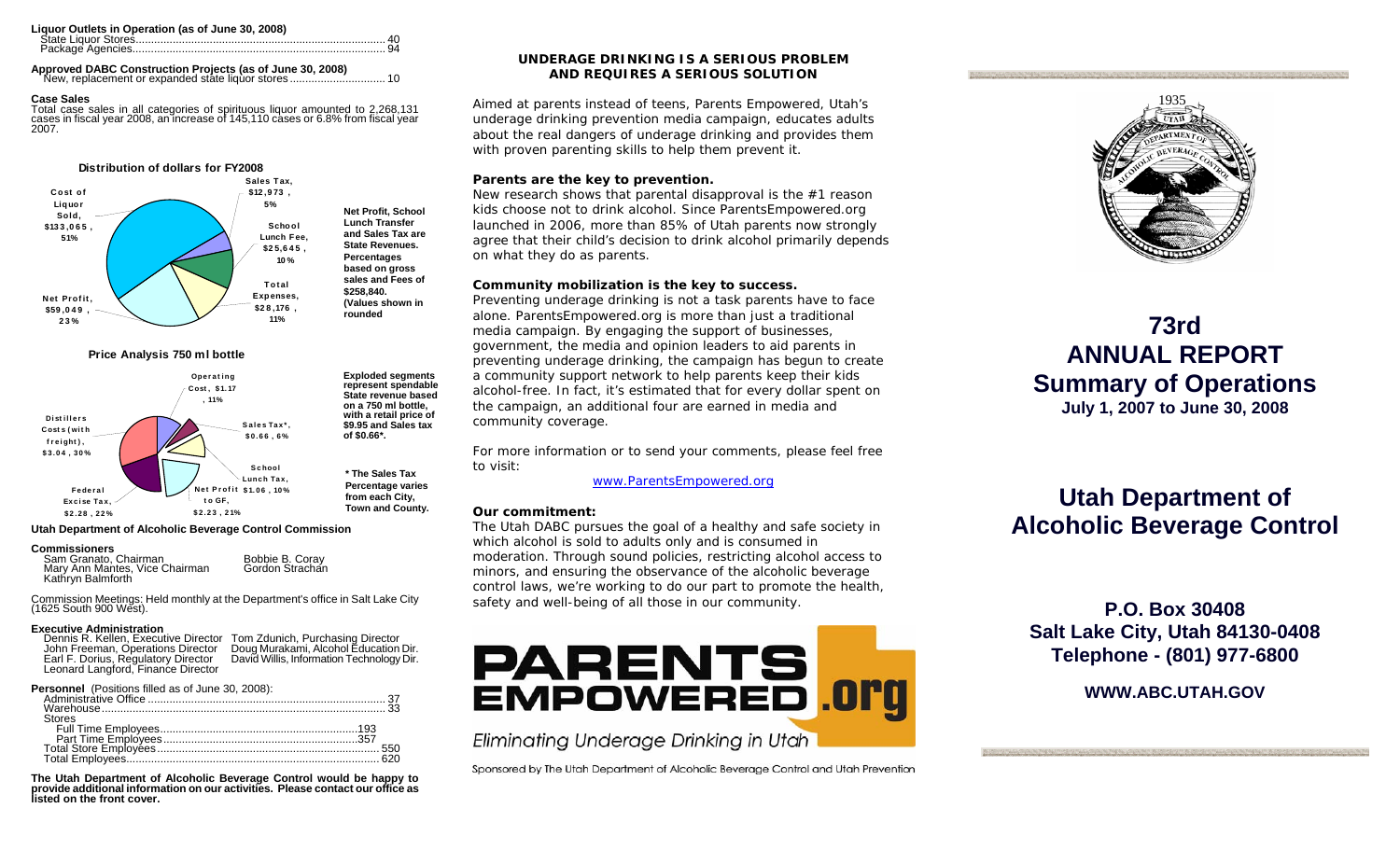**Liquor Outlets in Operation (as of June 30, 2008)**

State Liquor Stores................................................................................ 40
Package Agencies.................................................................................. 94

**Approved DABC Construction Projects (as of June 30, 2008)**

New, replacement or expanded state liquor stores................................ 10

**Case Sales**

Total case sales in all categories of spirituous liquor amounted to 2,268,131 cases in fiscal year 2008, an increase of 145,110 cases or 6.8% from fiscal year 2007.

**Distribution of dollars for FY2008**

Cost of Liquor Sold, $133,065, 51%
Sales Tax, $12,973, 5%
School Lunch Fee, $25,645, 10%
Total Expenses, $28,176, 11%
Net Profit, $59,049, 23%

Net Profit, School Lunch Transfer and Sales Tax are State Revenues. Percentages based on gross sales and Fees of $258,840. (Values shown in rounded

**Price Analysis 750 ml bottle**

Operating Cost, $1.17, 11%
Sales Tax*, $0.66, 6%
School Lunch Tax, $1.06, 10%
Net Profit to GF, $2.23, 21%
Federal Excise Tax, $2.28, 22%
Distillers Costs (with freight), $3.04, 30%

Exploded segments represent spendable State revenue based on a 750 ml bottle, with a retail price of $9.95 and Sales tax of $0.66*.

* The Sales Tax Percentage varies from each City, Town and County.

**Utah Department of Alcoholic Beverage Control Commission**

**Commissioners**

Sam Granato, Chairman
Mary Ann Mantes, Vice Chairman
Kathryn Balmforth
Bobbie B. Coray
Gordon Strachan

Commission Meetings: Held monthly at the Department's office in Salt Lake City (1625 South 900 West).

**Executive Administration**

Dennis R. Kellen, Executive Director
John Freeman, Operations Director
Earl F. Dorius, Regulatory Director
Leonard Langford, Finance Director
Tom Zdunich, Purchasing Director
Doug Murakami, Alcohol Education Dir.
David Willis, Information Technology Dir.

**Personnel** (Positions filled as of June 30, 2008):

Administrative Office ........................................................................ 37
Warehouse......................................................................................... 33
Stores
Full Time Employees.......................................................193
Part Time Employees.......................................................357
Total Store Employees....................................................................... 550
Total Employees................................................................................ 620

**The Utah Department of Alcoholic Beverage Control would be happy to provide additional information on our activities. Please contact our office as listed on the front cover.**

## UNDERAGE DRINKING IS A SERIOUS PROBLEM AND REQUIRES A SERIOUS SOLUTION

Aimed at parents instead of teens, Parents Empowered, Utah's underage drinking prevention media campaign, educates adults about the real dangers of underage drinking and provides them with proven parenting skills to help them prevent it.

**Parents are the key to prevention.**

New research shows that parental disapproval is the #1 reason kids choose not to drink alcohol. Since ParentsEmpowered.org launched in 2006, more than 85% of Utah parents now strongly agree that their child's decision to drink alcohol primarily depends on what they do as parents.

**Community mobilization is the key to success.**

Preventing underage drinking is not a task parents have to face alone. ParentsEmpowered.org is more than just a traditional media campaign. By engaging the support of businesses, government, the media and opinion leaders to aid parents in preventing underage drinking, the campaign has begun to create a community support network to help parents keep their kids alcohol-free. In fact, it's estimated that for every dollar spent on the campaign, an additional four are earned in media and community coverage.

For more information or to send your comments, please feel free to visit:

www.ParentsEmpowered.org

**Our commitment:**

The Utah DABC pursues the goal of a healthy and safe society in which alcohol is sold to adults only and is consumed in moderation. Through sound policies, restricting alcohol access to minors, and ensuring the observance of the alcoholic beverage control laws, we're working to do our part to promote the health, safety and well-being of all those in our community.

PARENTS EMPOWERED .org

*Eliminating Underage Drinking in Utah*

Sponsored by The Utah Department of Alcoholic Beverage Control and Utah Prevention

1935 UTAH DEPARTMENT OF ALCOHOLIC BEVERAGE CONTROL

# 73rd ANNUAL REPORT
# Summary of Operations

**July 1, 2007 to June 30, 2008**

# Utah Department of Alcoholic Beverage Control

**P.O. Box 30408**
**Salt Lake City, Utah 84130-0408**
**Telephone - (801) 977-6800**

**WWW.ABC.UTAH.GOV**